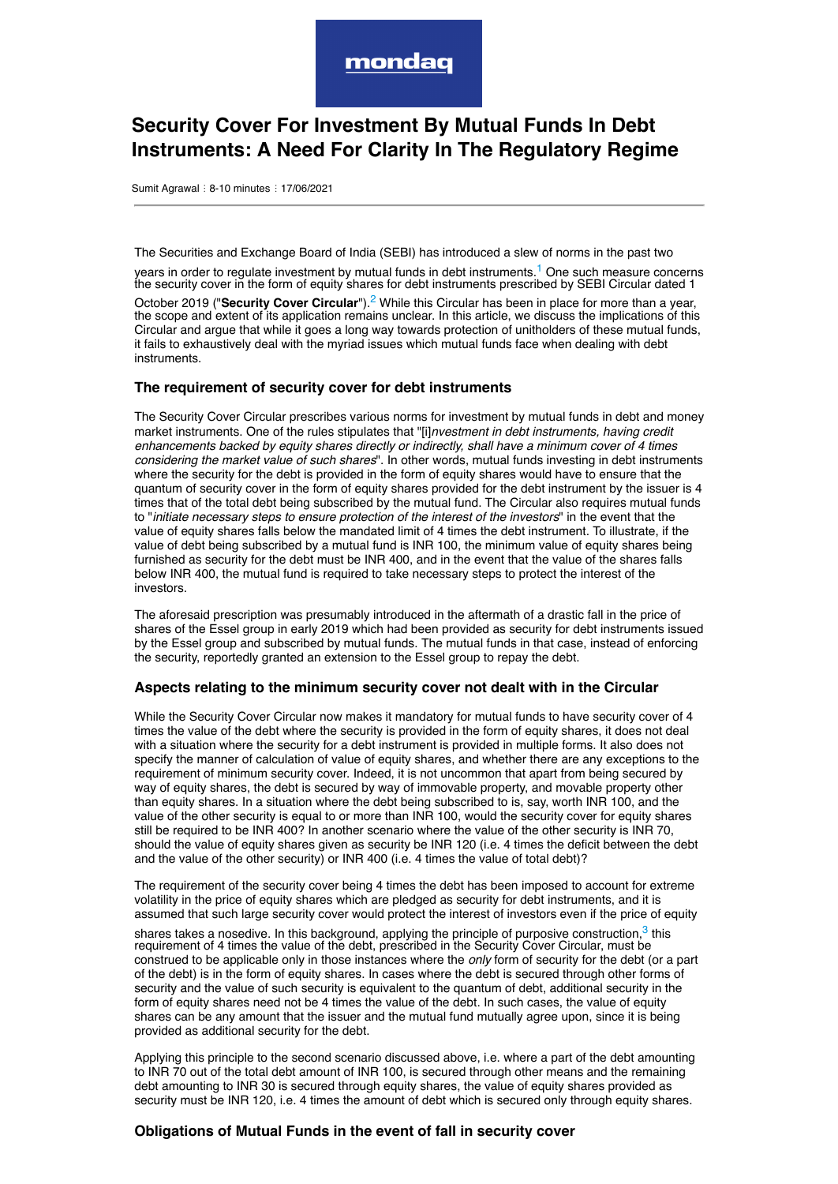# Security Cover For Investment By Mutual Funds In Debt Instruments: A Need For Clarity In The Regulatory Regime

Sumit Agrawal ⁝ 8-10 minutes ⁝ 17/06/2021

---

The Securities and Exchange Board of India (SEBI) has introduced a slew of norms in the past two years in order to regulate investment by mutual funds in debt instruments.[1] One such measure concerns the security cover in the form of equity shares for debt instruments prescribed by SEBI Circular dated 1 October 2019 ("**Security Cover Circular**").[2] While this Circular has been in place for more than a year, the scope and extent of its application remains unclear. In this article, we discuss the implications of this Circular and argue that while it goes a long way towards protection of unitholders of these mutual funds, it fails to exhaustively deal with the myriad issues which mutual funds face when dealing with debt instruments.

### The requirement of security cover for debt instruments

The Security Cover Circular prescribes various norms for investment by mutual funds in debt and money market instruments. One of the rules stipulates that "[i]*nvestment in debt instruments, having credit enhancements backed by equity shares directly or indirectly, shall have a minimum cover of 4 times considering the market value of such shares*". In other words, mutual funds investing in debt instruments where the security for the debt is provided in the form of equity shares would have to ensure that the quantum of security cover in the form of equity shares provided for the debt instrument by the issuer is 4 times that of the total debt being subscribed by the mutual fund. The Circular also requires mutual funds to "*initiate necessary steps to ensure protection of the interest of the investors*" in the event that the value of equity shares falls below the mandated limit of 4 times the debt instrument. To illustrate, if the value of debt being subscribed by a mutual fund is INR 100, the minimum value of equity shares being furnished as security for the debt must be INR 400, and in the event that the value of the shares falls below INR 400, the mutual fund is required to take necessary steps to protect the interest of the investors.

The aforesaid prescription was presumably introduced in the aftermath of a drastic fall in the price of shares of the Essel group in early 2019 which had been provided as security for debt instruments issued by the Essel group and subscribed by mutual funds. The mutual funds in that case, instead of enforcing the security, reportedly granted an extension to the Essel group to repay the debt.

### Aspects relating to the minimum security cover not dealt with in the Circular

While the Security Cover Circular now makes it mandatory for mutual funds to have security cover of 4 times the value of the debt where the security is provided in the form of equity shares, it does not deal with a situation where the security for a debt instrument is provided in multiple forms. It also does not specify the manner of calculation of value of equity shares, and whether there are any exceptions to the requirement of minimum security cover. Indeed, it is not uncommon that apart from being secured by way of equity shares, the debt is secured by way of immovable property, and movable property other than equity shares. In a situation where the debt being subscribed to is, say, worth INR 100, and the value of the other security is equal to or more than INR 100, would the security cover for equity shares still be required to be INR 400? In another scenario where the value of the other security is INR 70, should the value of equity shares given as security be INR 120 (i.e. 4 times the deficit between the debt and the value of the other security) or INR 400 (i.e. 4 times the value of total debt)?

The requirement of the security cover being 4 times the debt has been imposed to account for extreme volatility in the price of equity shares which are pledged as security for debt instruments, and it is assumed that such large security cover would protect the interest of investors even if the price of equity shares takes a nosedive. In this background, applying the principle of purposive construction,[3] this requirement of 4 times the value of the debt, prescribed in the Security Cover Circular, must be construed to be applicable only in those instances where the *only* form of security for the debt (or a part of the debt) is in the form of equity shares. In cases where the debt is secured through other forms of security and the value of such security is equivalent to the quantum of debt, additional security in the form of equity shares need not be 4 times the value of the debt. In such cases, the value of equity shares can be any amount that the issuer and the mutual fund mutually agree upon, since it is being provided as additional security for the debt.

Applying this principle to the second scenario discussed above, i.e. where a part of the debt amounting to INR 70 out of the total debt amount of INR 100, is secured through other means and the remaining debt amounting to INR 30 is secured through equity shares, the value of equity shares provided as security must be INR 120, i.e. 4 times the amount of debt which is secured only through equity shares.

### Obligations of Mutual Funds in the event of fall in security cover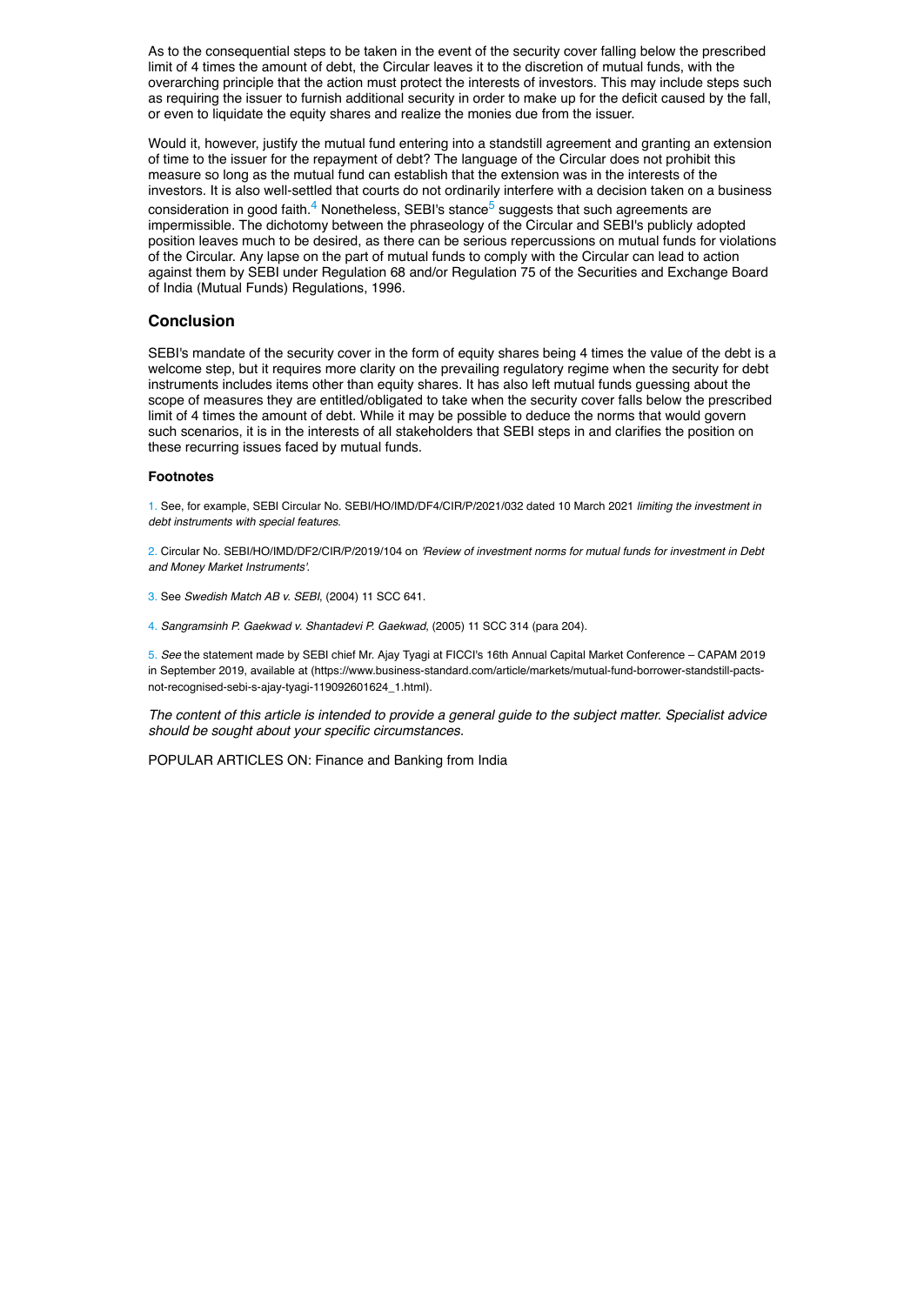As to the consequential steps to be taken in the event of the security cover falling below the prescribed limit of 4 times the amount of debt, the Circular leaves it to the discretion of mutual funds, with the overarching principle that the action must protect the interests of investors. This may include steps such as requiring the issuer to furnish additional security in order to make up for the deficit caused by the fall, or even to liquidate the equity shares and realize the monies due from the issuer.

Would it, however, justify the mutual fund entering into a standstill agreement and granting an extension of time to the issuer for the repayment of debt? The language of the Circular does not prohibit this measure so long as the mutual fund can establish that the extension was in the interests of the investors. It is also well-settled that courts do not ordinarily interfere with a decision taken on a business consideration in good faith.[4] Nonetheless, SEBI's stance[5] suggests that such agreements are impermissible. The dichotomy between the phraseology of the Circular and SEBI's publicly adopted position leaves much to be desired, as there can be serious repercussions on mutual funds for violations of the Circular. Any lapse on the part of mutual funds to comply with the Circular can lead to action against them by SEBI under Regulation 68 and/or Regulation 75 of the Securities and Exchange Board of India (Mutual Funds) Regulations, 1996.

## Conclusion

SEBI's mandate of the security cover in the form of equity shares being 4 times the value of the debt is a welcome step, but it requires more clarity on the prevailing regulatory regime when the security for debt instruments includes items other than equity shares. It has also left mutual funds guessing about the scope of measures they are entitled/obligated to take when the security cover falls below the prescribed limit of 4 times the amount of debt. While it may be possible to deduce the norms that would govern such scenarios, it is in the interests of all stakeholders that SEBI steps in and clarifies the position on these recurring issues faced by mutual funds.

### Footnotes

1. See, for example, SEBI Circular No. SEBI/HO/IMD/DF4/CIR/P/2021/032 dated 10 March 2021 *limiting the investment in debt instruments with special features.*

2. Circular No. SEBI/HO/IMD/DF2/CIR/P/2019/104 on *'Review of investment norms for mutual funds for investment in Debt and Money Market Instruments'.*

3. See *Swedish Match AB v. SEBI*, (2004) 11 SCC 641.

4. *Sangramsinh P. Gaekwad v. Shantadevi P. Gaekwad*, (2005) 11 SCC 314 (para 204).

5. *See* the statement made by SEBI chief Mr. Ajay Tyagi at FICCI's 16th Annual Capital Market Conference – CAPAM 2019 in September 2019, available at (https://www.business-standard.com/article/markets/mutual-fund-borrower-standstill-pacts-not-recognised-sebi-s-ajay-tyagi-119092601624_1.html).

*The content of this article is intended to provide a general guide to the subject matter. Specialist advice should be sought about your specific circumstances.*

POPULAR ARTICLES ON: Finance and Banking from India